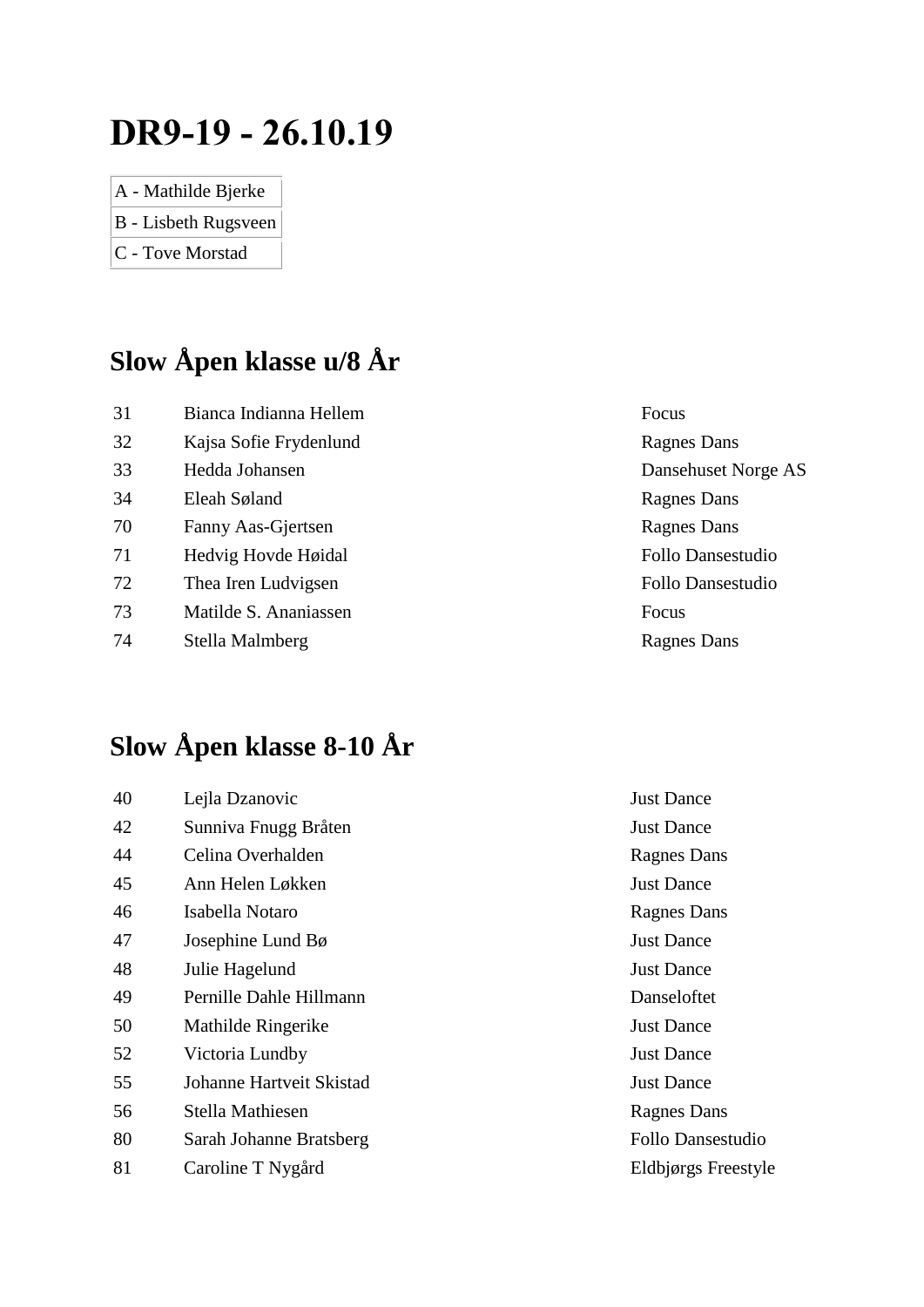# DR9-19 - 26.10.19

| A - Mathilde Bjerke |
|---|
| B - Lisbeth Rugsveen |
| C - Tove Morstad |

## Slow Åpen klasse u/8 År

| | | |
|---|---|---|
| 31 | Bianca Indianna Hellem | Focus |
| 32 | Kajsa Sofie Frydenlund | Ragnes Dans |
| 33 | Hedda Johansen | Dansehuset Norge AS |
| 34 | Eleah Søland | Ragnes Dans |
| 70 | Fanny Aas-Gjertsen | Ragnes Dans |
| 71 | Hedvig Hovde Høidal | Follo Dansestudio |
| 72 | Thea Iren Ludvigsen | Follo Dansestudio |
| 73 | Matilde S. Ananiassen | Focus |
| 74 | Stella Malmberg | Ragnes Dans |

## Slow Åpen klasse 8-10 År

| | | |
|---|---|---|
| 40 | Lejla Dzanovic | Just Dance |
| 42 | Sunniva Fnugg Bråten | Just Dance |
| 44 | Celina Overhalden | Ragnes Dans |
| 45 | Ann Helen Løkken | Just Dance |
| 46 | Isabella Notaro | Ragnes Dans |
| 47 | Josephine Lund Bø | Just Dance |
| 48 | Julie Hagelund | Just Dance |
| 49 | Pernille Dahle Hillmann | Danseloftet |
| 50 | Mathilde Ringerike | Just Dance |
| 52 | Victoria Lundby | Just Dance |
| 55 | Johanne Hartveit Skistad | Just Dance |
| 56 | Stella Mathiesen | Ragnes Dans |
| 80 | Sarah Johanne Bratsberg | Follo Dansestudio |
| 81 | Caroline T Nygård | Eldbjørgs Freestyle |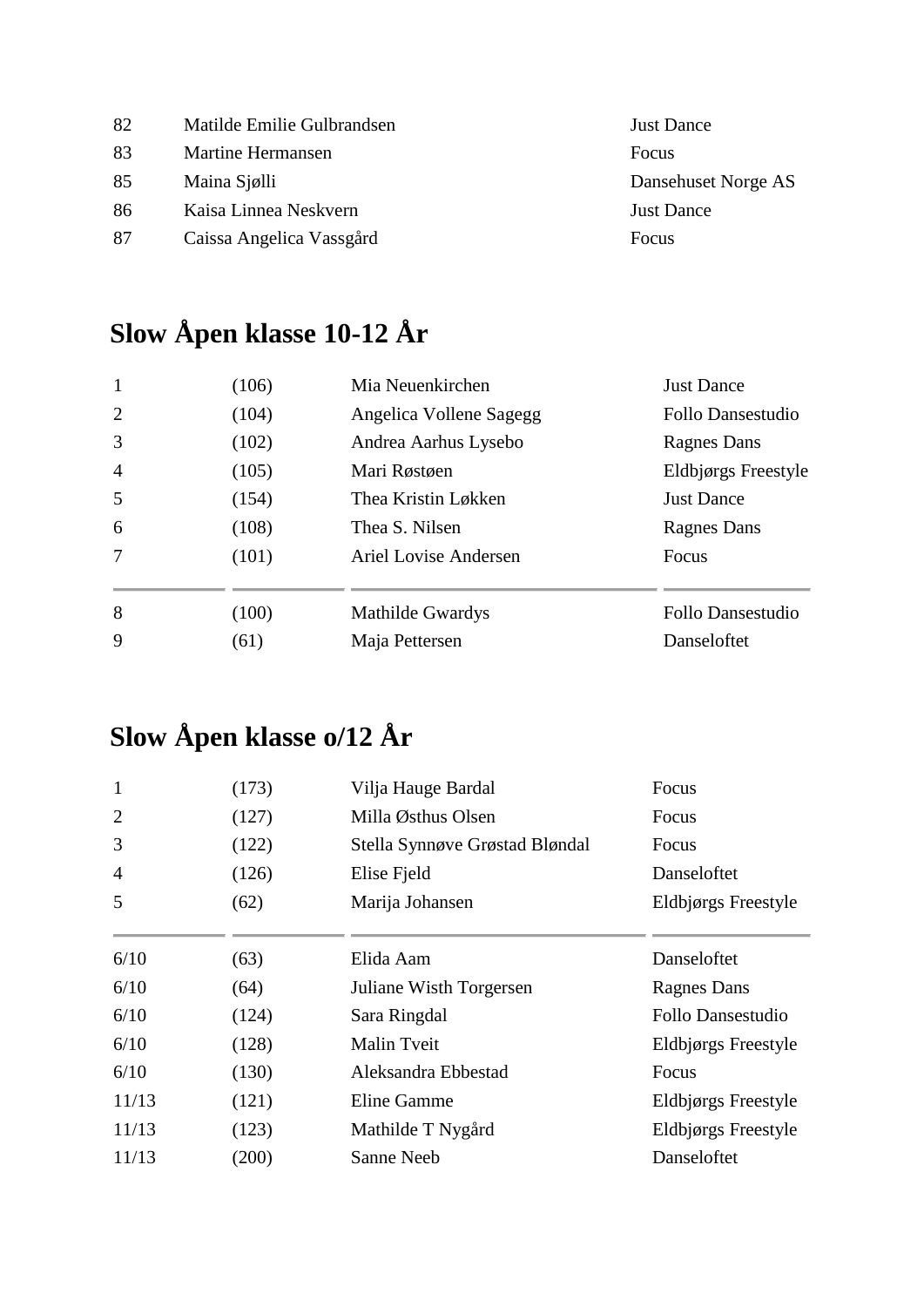| | | |
|---|---|---|
| 82 | Matilde Emilie Gulbrandsen | Just Dance |
| 83 | Martine Hermansen | Focus |
| 85 | Maina Sjølli | Dansehuset Norge AS |
| 86 | Kaisa Linnea Neskvern | Just Dance |
| 87 | Caissa Angelica Vassgård | Focus |

## Slow Åpen klasse 10-12 År

| | | | |
|---|---|---|---|
| 1 | (106) | Mia Neuenkirchen | Just Dance |
| 2 | (104) | Angelica Vollene Sagegg | Follo Dansestudio |
| 3 | (102) | Andrea Aarhus Lysebo | Ragnes Dans |
| 4 | (105) | Mari Røstøen | Eldbjørgs Freestyle |
| 5 | (154) | Thea Kristin Løkken | Just Dance |
| 6 | (108) | Thea S. Nilsen | Ragnes Dans |
| 7 | (101) | Ariel Lovise Andersen | Focus |
| 8 | (100) | Mathilde Gwardys | Follo Dansestudio |
| 9 | (61) | Maja Pettersen | Danseloftet |

## Slow Åpen klasse o/12 År

| | | | |
|---|---|---|---|
| 1 | (173) | Vilja Hauge Bardal | Focus |
| 2 | (127) | Milla Østhus Olsen | Focus |
| 3 | (122) | Stella Synnøve Grøstad Bløndal | Focus |
| 4 | (126) | Elise Fjeld | Danseloftet |
| 5 | (62) | Marija Johansen | Eldbjørgs Freestyle |
| 6/10 | (63) | Elida Aam | Danseloftet |
| 6/10 | (64) | Juliane Wisth Torgersen | Ragnes Dans |
| 6/10 | (124) | Sara Ringdal | Follo Dansestudio |
| 6/10 | (128) | Malin Tveit | Eldbjørgs Freestyle |
| 6/10 | (130) | Aleksandra Ebbestad | Focus |
| 11/13 | (121) | Eline Gamme | Eldbjørgs Freestyle |
| 11/13 | (123) | Mathilde T Nygård | Eldbjørgs Freestyle |
| 11/13 | (200) | Sanne Neeb | Danseloftet |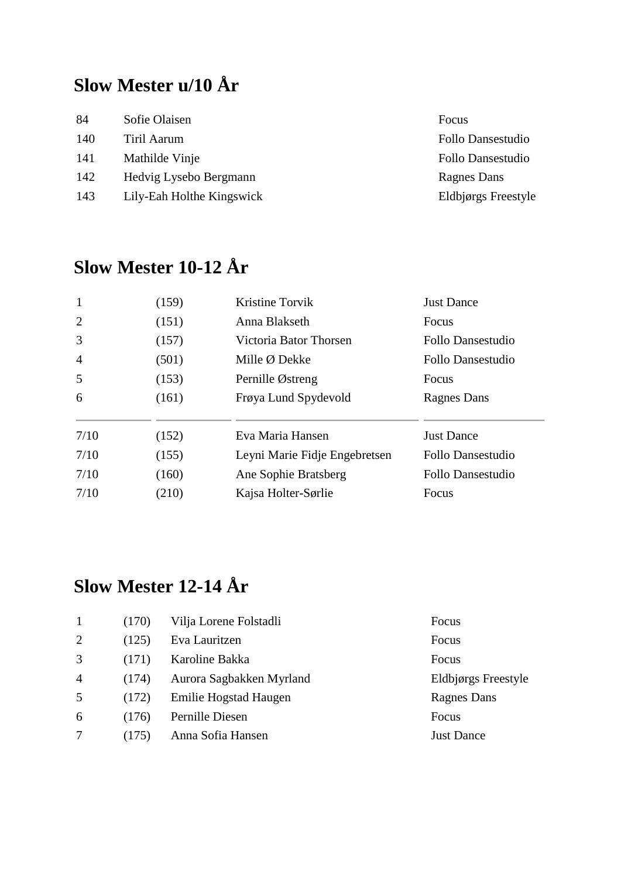## Slow Mester u/10 År

| | | |
|---|---|---|
| 84 | Sofie Olaisen | Focus |
| 140 | Tiril Aarum | Follo Dansestudio |
| 141 | Mathilde Vinje | Follo Dansestudio |
| 142 | Hedvig Lysebo Bergmann | Ragnes Dans |
| 143 | Lily-Eah Holthe Kingswick | Eldbjørgs Freestyle |

## Slow Mester 10-12 År

| | | | |
|---|---|---|---|
| 1 | (159) | Kristine Torvik | Just Dance |
| 2 | (151) | Anna Blakseth | Focus |
| 3 | (157) | Victoria Bator Thorsen | Follo Dansestudio |
| 4 | (501) | Mille Ø Dekke | Follo Dansestudio |
| 5 | (153) | Pernille Østreng | Focus |
| 6 | (161) | Frøya Lund Spydevold | Ragnes Dans |
| 7/10 | (152) | Eva Maria Hansen | Just Dance |
| 7/10 | (155) | Leyni Marie Fidje Engebretsen | Follo Dansestudio |
| 7/10 | (160) | Ane Sophie Bratsberg | Follo Dansestudio |
| 7/10 | (210) | Kajsa Holter-Sørlie | Focus |

## Slow Mester 12-14 År

| | | | |
|---|---|---|---|
| 1 | (170) | Vilja Lorene Folstadli | Focus |
| 2 | (125) | Eva Lauritzen | Focus |
| 3 | (171) | Karoline Bakka | Focus |
| 4 | (174) | Aurora Sagbakken Myrland | Eldbjørgs Freestyle |
| 5 | (172) | Emilie Hogstad Haugen | Ragnes Dans |
| 6 | (176) | Pernille Diesen | Focus |
| 7 | (175) | Anna Sofia Hansen | Just Dance |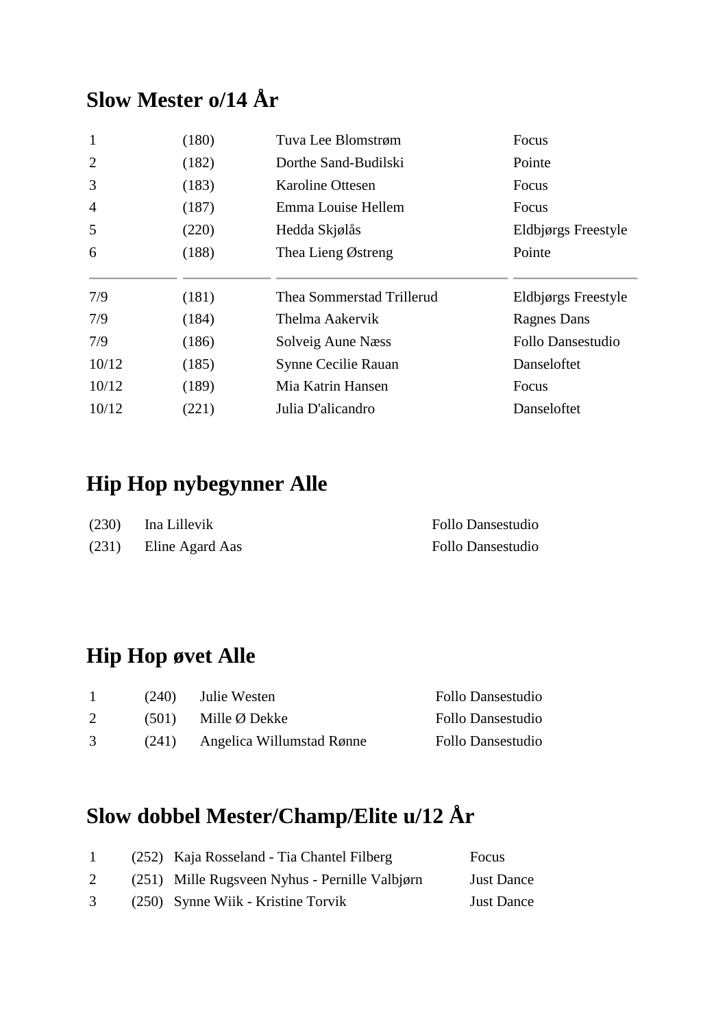## Slow Mester o/14 År

| | | | |
|---|---|---|---|
| 1 | (180) | Tuva Lee Blomstrøm | Focus |
| 2 | (182) | Dorthe Sand-Budilski | Pointe |
| 3 | (183) | Karoline Ottesen | Focus |
| 4 | (187) | Emma Louise Hellem | Focus |
| 5 | (220) | Hedda Skjølås | Eldbjørgs Freestyle |
| 6 | (188) | Thea Lieng Østreng | Pointe |
| 7/9 | (181) | Thea Sommerstad Trillerud | Eldbjørgs Freestyle |
| 7/9 | (184) | Thelma Aakervik | Ragnes Dans |
| 7/9 | (186) | Solveig Aune Næss | Follo Dansestudio |
| 10/12 | (185) | Synne Cecilie Rauan | Danseloftet |
| 10/12 | (189) | Mia Katrin Hansen | Focus |
| 10/12 | (221) | Julia D'alicandro | Danseloftet |

## Hip Hop nybegynner Alle

| | | |
|---|---|---|
| (230) | Ina Lillevik | Follo Dansestudio |
| (231) | Eline Agard Aas | Follo Dansestudio |

## Hip Hop øvet Alle

| | | | |
|---|---|---|---|
| 1 | (240) | Julie Westen | Follo Dansestudio |
| 2 | (501) | Mille Ø Dekke | Follo Dansestudio |
| 3 | (241) | Angelica Willumstad Rønne | Follo Dansestudio |

## Slow dobbel Mester/Champ/Elite u/12 År

| | | | |
|---|---|---|---|
| 1 | (252) | Kaja Rosseland - Tia Chantel Filberg | Focus |
| 2 | (251) | Mille Rugsveen Nyhus - Pernille Valbjørn | Just Dance |
| 3 | (250) | Synne Wiik - Kristine Torvik | Just Dance |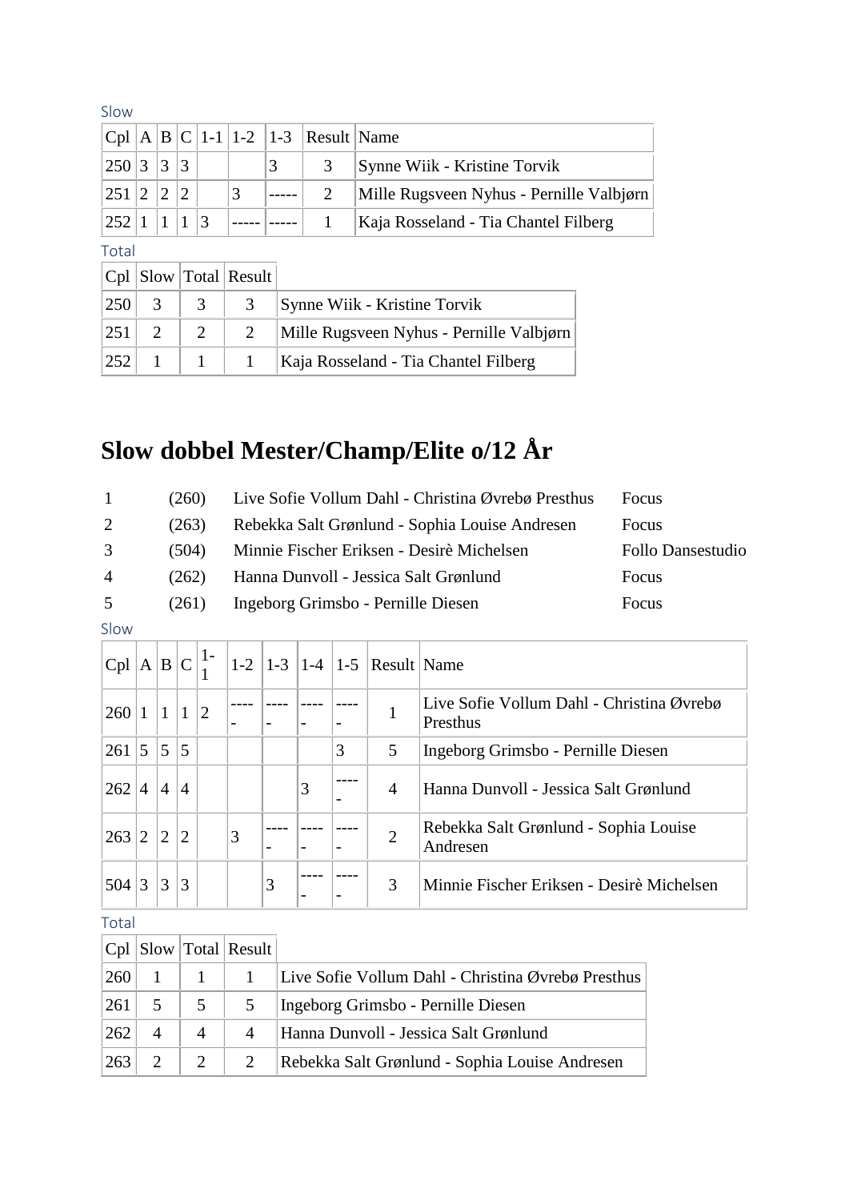Slow

| Cpl | A | B | C | 1-1 | 1-2 | 1-3 | Result | Name |
|---|---|---|---|---|---|---|---|---|
| 250 | 3 | 3 | 3 | | | 3 | 3 | Synne Wiik - Kristine Torvik |
| 251 | 2 | 2 | 2 | | 3 | ----- | 2 | Mille Rugsveen Nyhus - Pernille Valbjørn |
| 252 | 1 | 1 | 1 | 3 | ----- | ----- | 1 | Kaja Rosseland - Tia Chantel Filberg |

Total

| Cpl | Slow | Total | Result | |
|---|---|---|---|---|
| 250 | 3 | 3 | 3 | Synne Wiik - Kristine Torvik |
| 251 | 2 | 2 | 2 | Mille Rugsveen Nyhus - Pernille Valbjørn |
| 252 | 1 | 1 | 1 | Kaja Rosseland - Tia Chantel Filberg |

# Slow dobbel Mester/Champ/Elite o/12 År

| | | | |
|---|---|---|---|
| 1 | (260) | Live Sofie Vollum Dahl - Christina Øvrebø Presthus | Focus |
| 2 | (263) | Rebekka Salt Grønlund - Sophia Louise Andresen | Focus |
| 3 | (504) | Minnie Fischer Eriksen - Desirè Michelsen | Follo Dansestudio |
| 4 | (262) | Hanna Dunvoll - Jessica Salt Grønlund | Focus |
| 5 | (261) | Ingeborg Grimsbo - Pernille Diesen | Focus |

Slow

| Cpl | A | B | C | 1-1 | 1-2 | 1-3 | 1-4 | 1-5 | Result | Name |
|---|---|---|---|---|---|---|---|---|---|---|
| 260 | 1 | 1 | 1 | 2 | ----- | ----- | ----- | ----- | 1 | Live Sofie Vollum Dahl - Christina Øvrebø Presthus |
| 261 | 5 | 5 | 5 | | | | | 3 | 5 | Ingeborg Grimsbo - Pernille Diesen |
| 262 | 4 | 4 | 4 | | | | 3 | ----- | 4 | Hanna Dunvoll - Jessica Salt Grønlund |
| 263 | 2 | 2 | 2 | | 3 | ----- | ----- | ----- | 2 | Rebekka Salt Grønlund - Sophia Louise Andresen |
| 504 | 3 | 3 | 3 | | | 3 | ----- | ----- | 3 | Minnie Fischer Eriksen - Desirè Michelsen |

Total

| Cpl | Slow | Total | Result | |
|---|---|---|---|---|
| 260 | 1 | 1 | 1 | Live Sofie Vollum Dahl - Christina Øvrebø Presthus |
| 261 | 5 | 5 | 5 | Ingeborg Grimsbo - Pernille Diesen |
| 262 | 4 | 4 | 4 | Hanna Dunvoll - Jessica Salt Grønlund |
| 263 | 2 | 2 | 2 | Rebekka Salt Grønlund - Sophia Louise Andresen |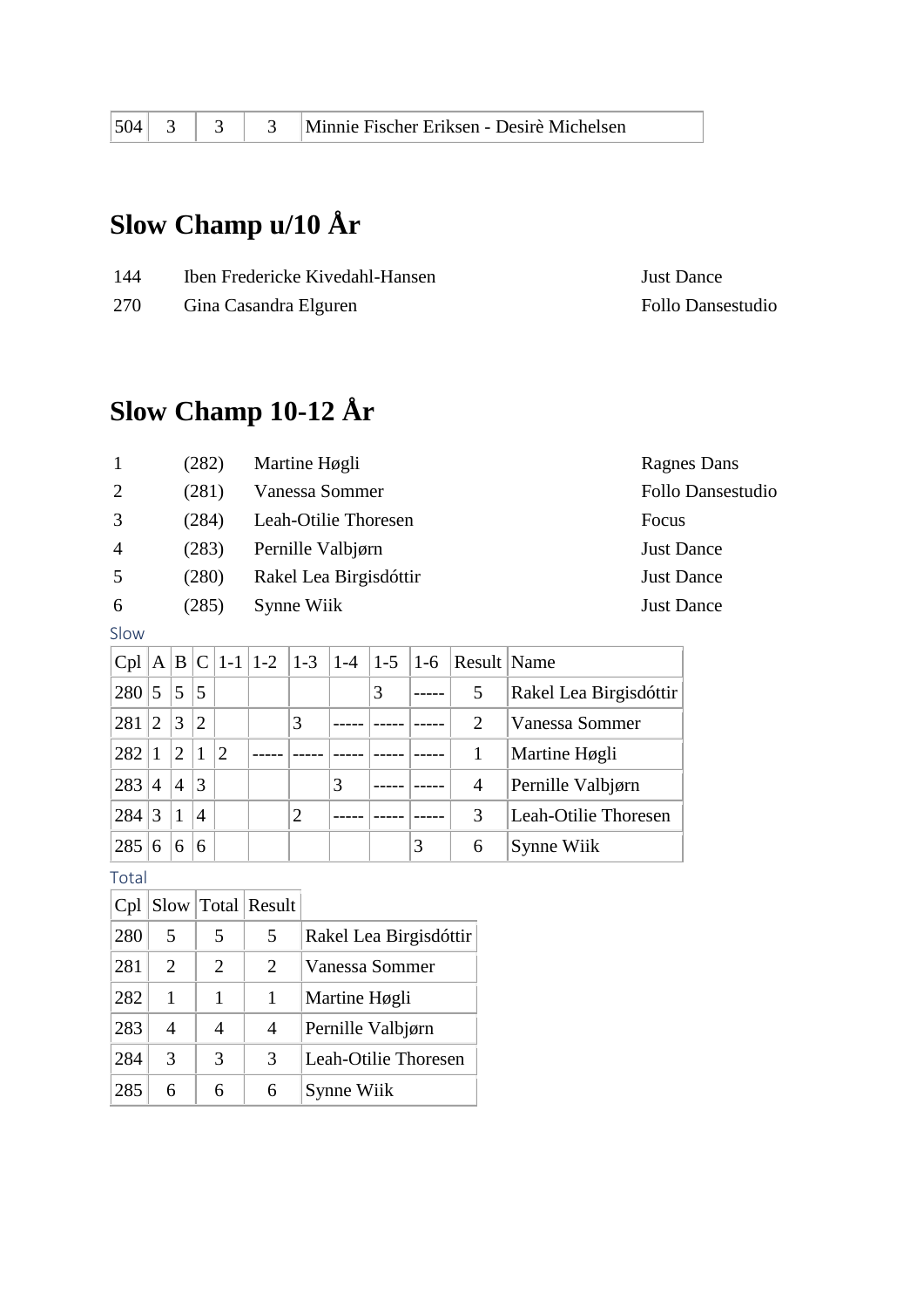| 504 | 3 | 3 | 3 | Minnie Fischer Eriksen - Desirè Michelsen |
|---|---|---|---|---|

# Slow Champ u/10 År

| | | |
|---|---|---|
| 144 | Iben Fredericke Kivedahl-Hansen | Just Dance |
| 270 | Gina Casandra Elguren | Follo Dansestudio |

# Slow Champ 10-12 År

| | | | |
|---|---|---|---|
| 1 | (282) | Martine Høgli | Ragnes Dans |
| 2 | (281) | Vanessa Sommer | Follo Dansestudio |
| 3 | (284) | Leah-Otilie Thoresen | Focus |
| 4 | (283) | Pernille Valbjørn | Just Dance |
| 5 | (280) | Rakel Lea Birgisdóttir | Just Dance |
| 6 | (285) | Synne Wiik | Just Dance |

Slow

| Cpl | A | B | C | 1-1 | 1-2 | 1-3 | 1-4 | 1-5 | 1-6 | Result | Name |
|---|---|---|---|---|---|---|---|---|---|---|---|
| 280 | 5 | 5 | 5 | | | | | 3 | ----- | 5 | Rakel Lea Birgisdóttir |
| 281 | 2 | 3 | 2 | | | 3 | ----- | ----- | ----- | 2 | Vanessa Sommer |
| 282 | 1 | 2 | 1 | 2 | ----- | ----- | ----- | ----- | ----- | 1 | Martine Høgli |
| 283 | 4 | 4 | 3 | | | | 3 | ----- | ----- | 4 | Pernille Valbjørn |
| 284 | 3 | 1 | 4 | | | 2 | ----- | ----- | ----- | 3 | Leah-Otilie Thoresen |
| 285 | 6 | 6 | 6 | | | | | | 3 | 6 | Synne Wiik |

Total

| Cpl | Slow | Total | Result | |
|---|---|---|---|---|
| 280 | 5 | 5 | 5 | Rakel Lea Birgisdóttir |
| 281 | 2 | 2 | 2 | Vanessa Sommer |
| 282 | 1 | 1 | 1 | Martine Høgli |
| 283 | 4 | 4 | 4 | Pernille Valbjørn |
| 284 | 3 | 3 | 3 | Leah-Otilie Thoresen |
| 285 | 6 | 6 | 6 | Synne Wiik |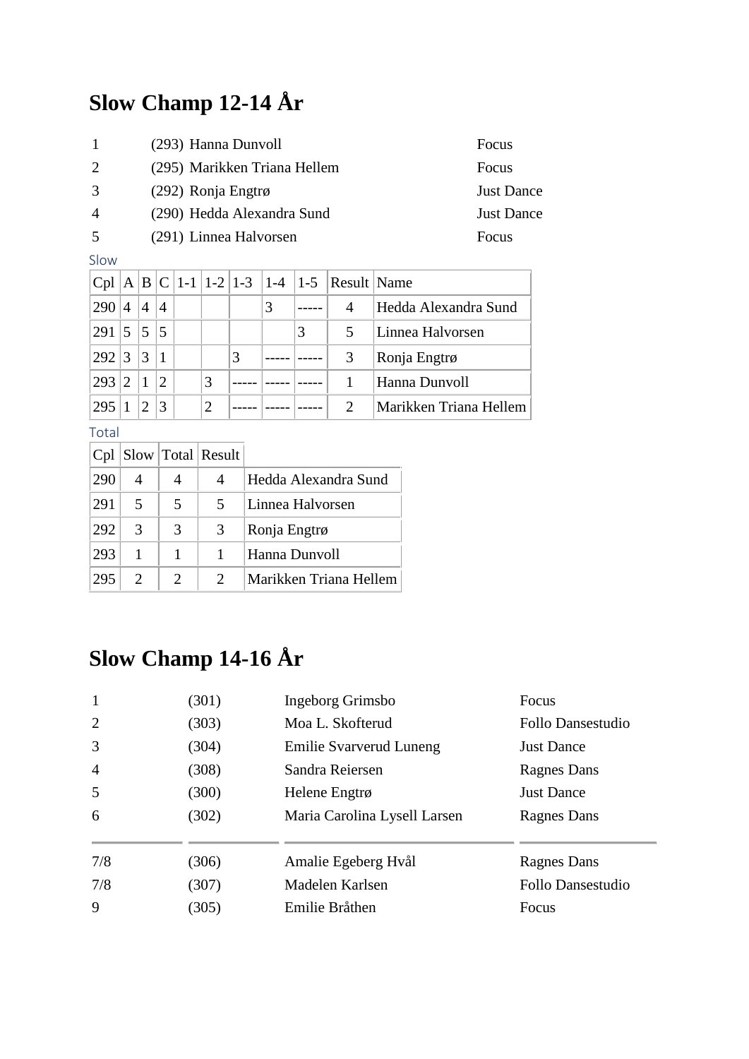# Slow Champ 12-14 År

| | | | |
|---|---|---|---|
| 1 | (293) | Hanna Dunvoll | Focus |
| 2 | (295) | Marikken Triana Hellem | Focus |
| 3 | (292) | Ronja Engtrø | Just Dance |
| 4 | (290) | Hedda Alexandra Sund | Just Dance |
| 5 | (291) | Linnea Halvorsen | Focus |

Slow

| Cpl | A | B | C | 1-1 | 1-2 | 1-3 | 1-4 | 1-5 | Result | Name |
|---|---|---|---|---|---|---|---|---|---|---|
| 290 | 4 | 4 | 4 | | | | 3 | ----- | 4 | Hedda Alexandra Sund |
| 291 | 5 | 5 | 5 | | | | | 3 | 5 | Linnea Halvorsen |
| 292 | 3 | 3 | 1 | | | 3 | ----- | ----- | 3 | Ronja Engtrø |
| 293 | 2 | 1 | 2 | | 3 | ----- | ----- | ----- | 1 | Hanna Dunvoll |
| 295 | 1 | 2 | 3 | | 2 | ----- | ----- | ----- | 2 | Marikken Triana Hellem |

Total

| Cpl | Slow | Total | Result | |
|---|---|---|---|---|
| 290 | 4 | 4 | 4 | Hedda Alexandra Sund |
| 291 | 5 | 5 | 5 | Linnea Halvorsen |
| 292 | 3 | 3 | 3 | Ronja Engtrø |
| 293 | 1 | 1 | 1 | Hanna Dunvoll |
| 295 | 2 | 2 | 2 | Marikken Triana Hellem |

# Slow Champ 14-16 År

| | | | |
|---|---|---|---|
| 1 | (301) | Ingeborg Grimsbo | Focus |
| 2 | (303) | Moa L. Skofterud | Follo Dansestudio |
| 3 | (304) | Emilie Svarverud Luneng | Just Dance |
| 4 | (308) | Sandra Reiersen | Ragnes Dans |
| 5 | (300) | Helene Engtrø | Just Dance |
| 6 | (302) | Maria Carolina Lysell Larsen | Ragnes Dans |
| 7/8 | (306) | Amalie Egeberg Hvål | Ragnes Dans |
| 7/8 | (307) | Madelen Karlsen | Follo Dansestudio |
| 9 | (305) | Emilie Bråthen | Focus |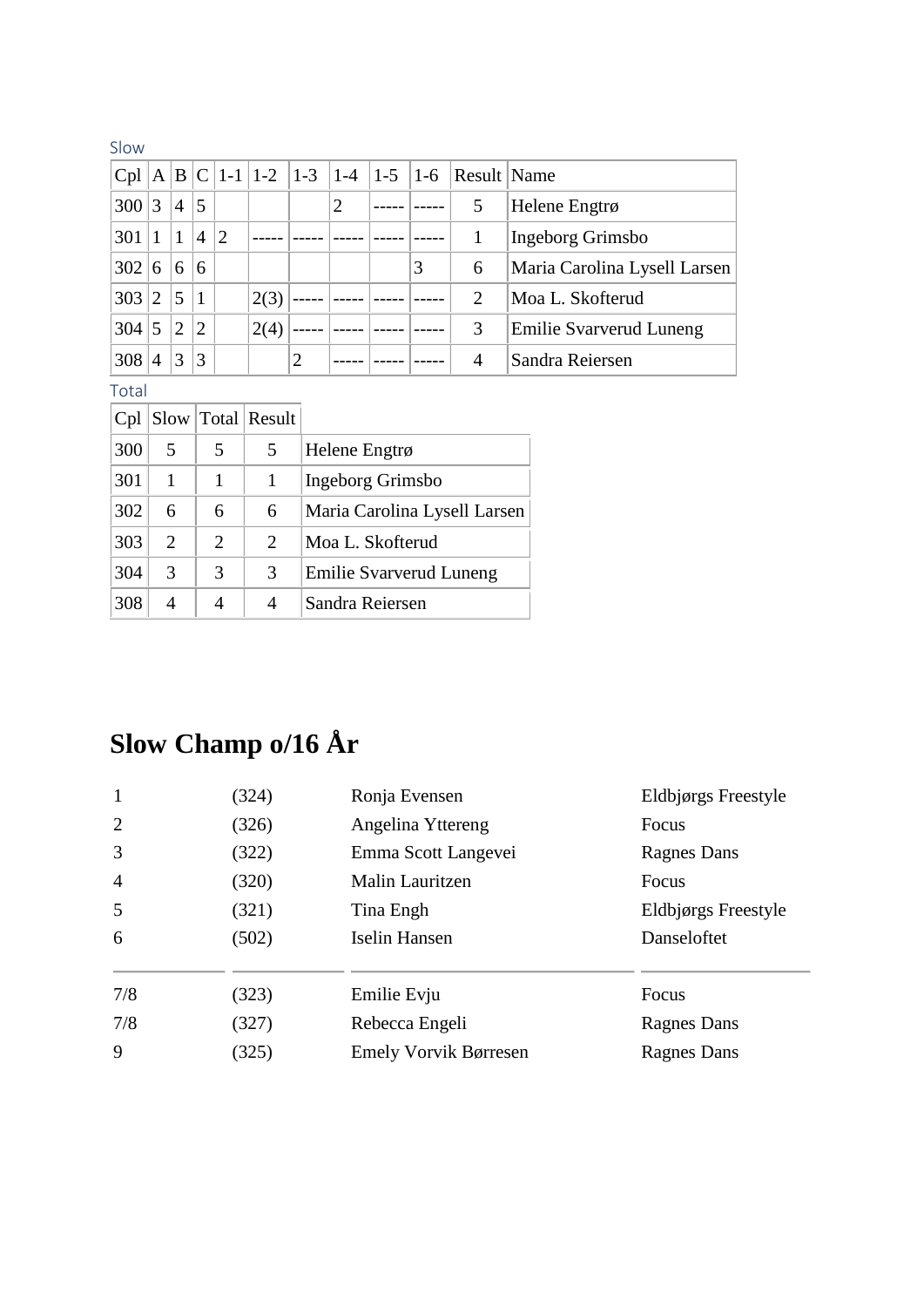Slow

| Cpl | A | B | C | 1-1 | 1-2 | 1-3 | 1-4 | 1-5 | 1-6 | Result | Name |
|---|---|---|---|---|---|---|---|---|---|---|---|
| 300 | 3 | 4 | 5 | | | | 2 | ----- | ----- | 5 | Helene Engtrø |
| 301 | 1 | 1 | 4 | 2 | ----- | ----- | ----- | ----- | ----- | 1 | Ingeborg Grimsbo |
| 302 | 6 | 6 | 6 | | | | | | 3 | 6 | Maria Carolina Lysell Larsen |
| 303 | 2 | 5 | 1 | | 2(3) | ----- | ----- | ----- | ----- | 2 | Moa L. Skofterud |
| 304 | 5 | 2 | 2 | | 2(4) | ----- | ----- | ----- | ----- | 3 | Emilie Svarverud Luneng |
| 308 | 4 | 3 | 3 | | | 2 | ----- | ----- | ----- | 4 | Sandra Reiersen |

Total

| Cpl | Slow | Total | Result | |
|---|---|---|---|---|
| 300 | 5 | 5 | 5 | Helene Engtrø |
| 301 | 1 | 1 | 1 | Ingeborg Grimsbo |
| 302 | 6 | 6 | 6 | Maria Carolina Lysell Larsen |
| 303 | 2 | 2 | 2 | Moa L. Skofterud |
| 304 | 3 | 3 | 3 | Emilie Svarverud Luneng |
| 308 | 4 | 4 | 4 | Sandra Reiersen |

# Slow Champ o/16 År

| | | | |
|---|---|---|---|
| 1 | (324) | Ronja Evensen | Eldbjørgs Freestyle |
| 2 | (326) | Angelina Yttereng | Focus |
| 3 | (322) | Emma Scott Langevei | Ragnes Dans |
| 4 | (320) | Malin Lauritzen | Focus |
| 5 | (321) | Tina Engh | Eldbjørgs Freestyle |
| 6 | (502) | Iselin Hansen | Danseloftet |
| 7/8 | (323) | Emilie Evju | Focus |
| 7/8 | (327) | Rebecca Engeli | Ragnes Dans |
| 9 | (325) | Emely Vorvik Børresen | Ragnes Dans |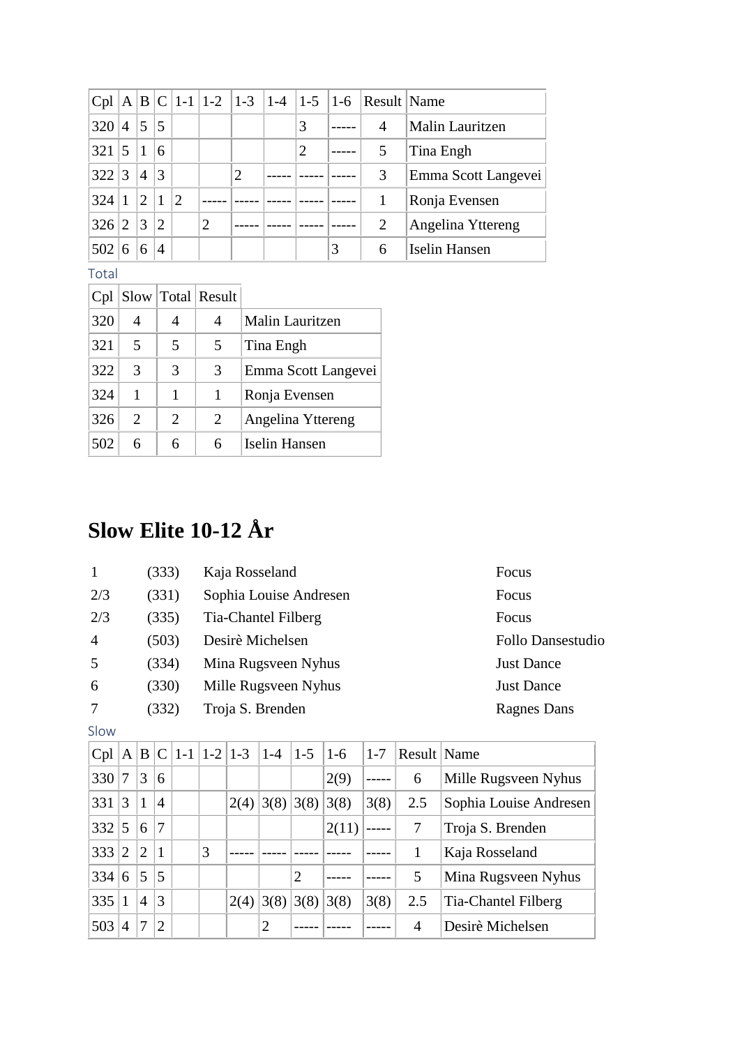| Cpl | A | B | C | 1-1 | 1-2 | 1-3 | 1-4 | 1-5 | 1-6 | Result | Name |
|---|---|---|---|---|---|---|---|---|---|---|---|
| 320 | 4 | 5 | 5 | | | | | 3 | ----- | 4 | Malin Lauritzen |
| 321 | 5 | 1 | 6 | | | | | 2 | ----- | 5 | Tina Engh |
| 322 | 3 | 4 | 3 | | | 2 | ----- | ----- | ----- | 3 | Emma Scott Langevei |
| 324 | 1 | 2 | 1 | 2 | ----- | ----- | ----- | ----- | ----- | 1 | Ronja Evensen |
| 326 | 2 | 3 | 2 | | 2 | ----- | ----- | ----- | ----- | 2 | Angelina Yttereng |
| 502 | 6 | 6 | 4 | | | | | | 3 | 6 | Iselin Hansen |

Total

| Cpl | Slow | Total | Result | |
|---|---|---|---|---|
| 320 | 4 | 4 | 4 | Malin Lauritzen |
| 321 | 5 | 5 | 5 | Tina Engh |
| 322 | 3 | 3 | 3 | Emma Scott Langevei |
| 324 | 1 | 1 | 1 | Ronja Evensen |
| 326 | 2 | 2 | 2 | Angelina Yttereng |
| 502 | 6 | 6 | 6 | Iselin Hansen |

# Slow Elite 10-12 År

| | | | |
|---|---|---|---|
| 1 | (333) | Kaja Rosseland | Focus |
| 2/3 | (331) | Sophia Louise Andresen | Focus |
| 2/3 | (335) | Tia-Chantel Filberg | Focus |
| 4 | (503) | Desirè Michelsen | Follo Dansestudio |
| 5 | (334) | Mina Rugsveen Nyhus | Just Dance |
| 6 | (330) | Mille Rugsveen Nyhus | Just Dance |
| 7 | (332) | Troja S. Brenden | Ragnes Dans |

Slow

| Cpl | A | B | C | 1-1 | 1-2 | 1-3 | 1-4 | 1-5 | 1-6 | 1-7 | Result | Name |
|---|---|---|---|---|---|---|---|---|---|---|---|---|
| 330 | 7 | 3 | 6 | | | | | | 2(9) | ----- | 6 | Mille Rugsveen Nyhus |
| 331 | 3 | 1 | 4 | | | 2(4) | 3(8) | 3(8) | 3(8) | 3(8) | 2.5 | Sophia Louise Andresen |
| 332 | 5 | 6 | 7 | | | | | | 2(11) | ----- | 7 | Troja S. Brenden |
| 333 | 2 | 2 | 1 | | 3 | ----- | ----- | ----- | ----- | ----- | 1 | Kaja Rosseland |
| 334 | 6 | 5 | 5 | | | | | 2 | ----- | ----- | 5 | Mina Rugsveen Nyhus |
| 335 | 1 | 4 | 3 | | | 2(4) | 3(8) | 3(8) | 3(8) | 3(8) | 2.5 | Tia-Chantel Filberg |
| 503 | 4 | 7 | 2 | | | | 2 | ----- | ----- | ----- | 4 | Desirè Michelsen |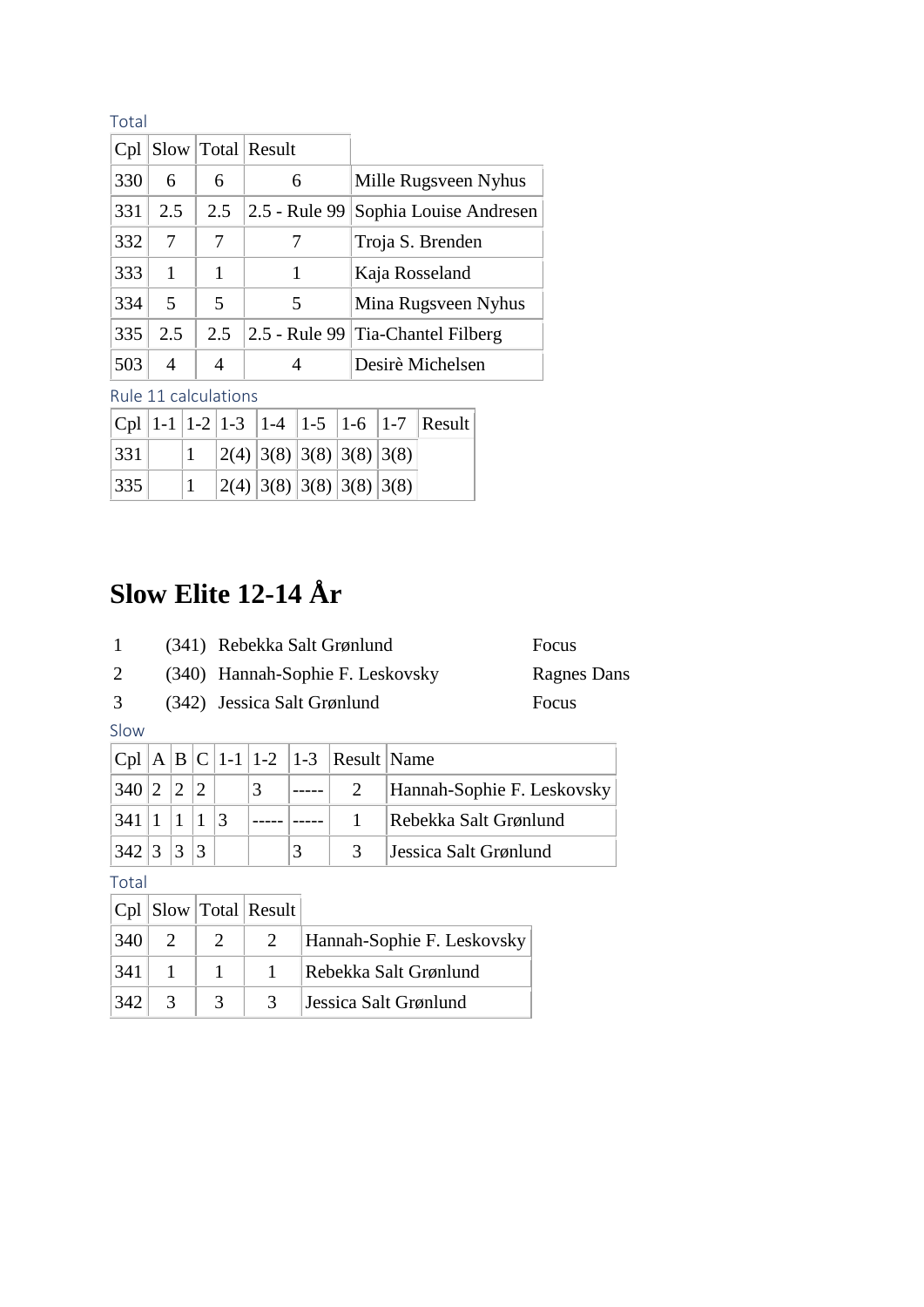Total

| Cpl | Slow | Total | Result | |
|---|---|---|---|---|
| 330 | 6 | 6 | 6 | Mille Rugsveen Nyhus |
| 331 | 2.5 | 2.5 | 2.5 - Rule 99 | Sophia Louise Andresen |
| 332 | 7 | 7 | 7 | Troja S. Brenden |
| 333 | 1 | 1 | 1 | Kaja Rosseland |
| 334 | 5 | 5 | 5 | Mina Rugsveen Nyhus |
| 335 | 2.5 | 2.5 | 2.5 - Rule 99 | Tia-Chantel Filberg |
| 503 | 4 | 4 | 4 | Desirè Michelsen |

Rule 11 calculations

| Cpl | 1-1 | 1-2 | 1-3 | 1-4 | 1-5 | 1-6 | 1-7 | Result |
|---|---|---|---|---|---|---|---|---|
| 331 | | 1 | 2(4) | 3(8) | 3(8) | 3(8) | 3(8) | |
| 335 | | 1 | 2(4) | 3(8) | 3(8) | 3(8) | 3(8) | |

# Slow Elite 12-14 År

| | | | |
|---|---|---|---|
| 1 | (341) | Rebekka Salt Grønlund | Focus |
| 2 | (340) | Hannah-Sophie F. Leskovsky | Ragnes Dans |
| 3 | (342) | Jessica Salt Grønlund | Focus |

Slow

| Cpl | A | B | C | 1-1 | 1-2 | 1-3 | Result | Name |
|---|---|---|---|---|---|---|---|---|
| 340 | 2 | 2 | 2 | | 3 | ----- | 2 | Hannah-Sophie F. Leskovsky |
| 341 | 1 | 1 | 1 | 3 | ----- | ----- | 1 | Rebekka Salt Grønlund |
| 342 | 3 | 3 | 3 | | | 3 | 3 | Jessica Salt Grønlund |

Total

| Cpl | Slow | Total | Result | |
|---|---|---|---|---|
| 340 | 2 | 2 | 2 | Hannah-Sophie F. Leskovsky |
| 341 | 1 | 1 | 1 | Rebekka Salt Grønlund |
| 342 | 3 | 3 | 3 | Jessica Salt Grønlund |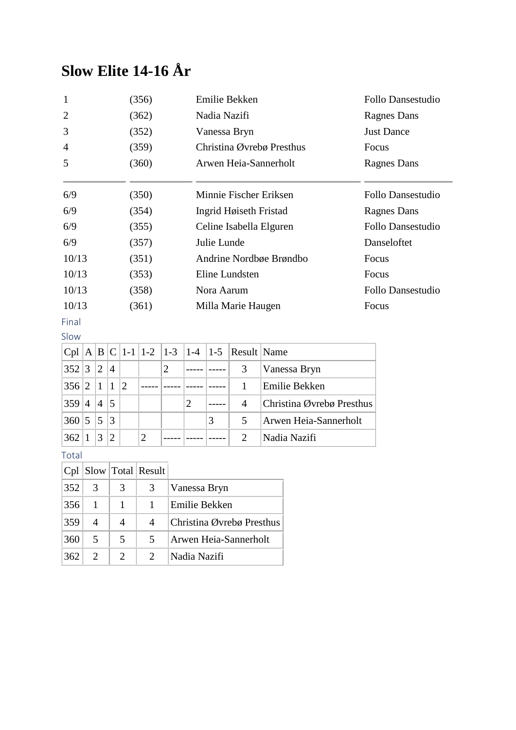# Slow Elite 14-16 År

| | | | |
|---|---|---|---|
| 1 | (356) | Emilie Bekken | Follo Dansestudio |
| 2 | (362) | Nadia Nazifi | Ragnes Dans |
| 3 | (352) | Vanessa Bryn | Just Dance |
| 4 | (359) | Christina Øvrebø Presthus | Focus |
| 5 | (360) | Arwen Heia-Sannerholt | Ragnes Dans |
| 6/9 | (350) | Minnie Fischer Eriksen | Follo Dansestudio |
| 6/9 | (354) | Ingrid Høiseth Fristad | Ragnes Dans |
| 6/9 | (355) | Celine Isabella Elguren | Follo Dansestudio |
| 6/9 | (357) | Julie Lunde | Danseloftet |
| 10/13 | (351) | Andrine Nordbøe Brøndbo | Focus |
| 10/13 | (353) | Eline Lundsten | Focus |
| 10/13 | (358) | Nora Aarum | Follo Dansestudio |
| 10/13 | (361) | Milla Marie Haugen | Focus |

Final

Slow

| Cpl | A | B | C | 1-1 | 1-2 | 1-3 | 1-4 | 1-5 | Result | Name |
|---|---|---|---|---|---|---|---|---|---|---|
| 352 | 3 | 2 | 4 | | | 2 | ----- | ----- | 3 | Vanessa Bryn |
| 356 | 2 | 1 | 1 | 2 | ----- | ----- | ----- | ----- | 1 | Emilie Bekken |
| 359 | 4 | 4 | 5 | | | | 2 | ----- | 4 | Christina Øvrebø Presthus |
| 360 | 5 | 5 | 3 | | | | | 3 | 5 | Arwen Heia-Sannerholt |
| 362 | 1 | 3 | 2 | | 2 | ----- | ----- | ----- | 2 | Nadia Nazifi |

Total

| Cpl | Slow | Total | Result | |
|---|---|---|---|---|
| 352 | 3 | 3 | 3 | Vanessa Bryn |
| 356 | 1 | 1 | 1 | Emilie Bekken |
| 359 | 4 | 4 | 4 | Christina Øvrebø Presthus |
| 360 | 5 | 5 | 5 | Arwen Heia-Sannerholt |
| 362 | 2 | 2 | 2 | Nadia Nazifi |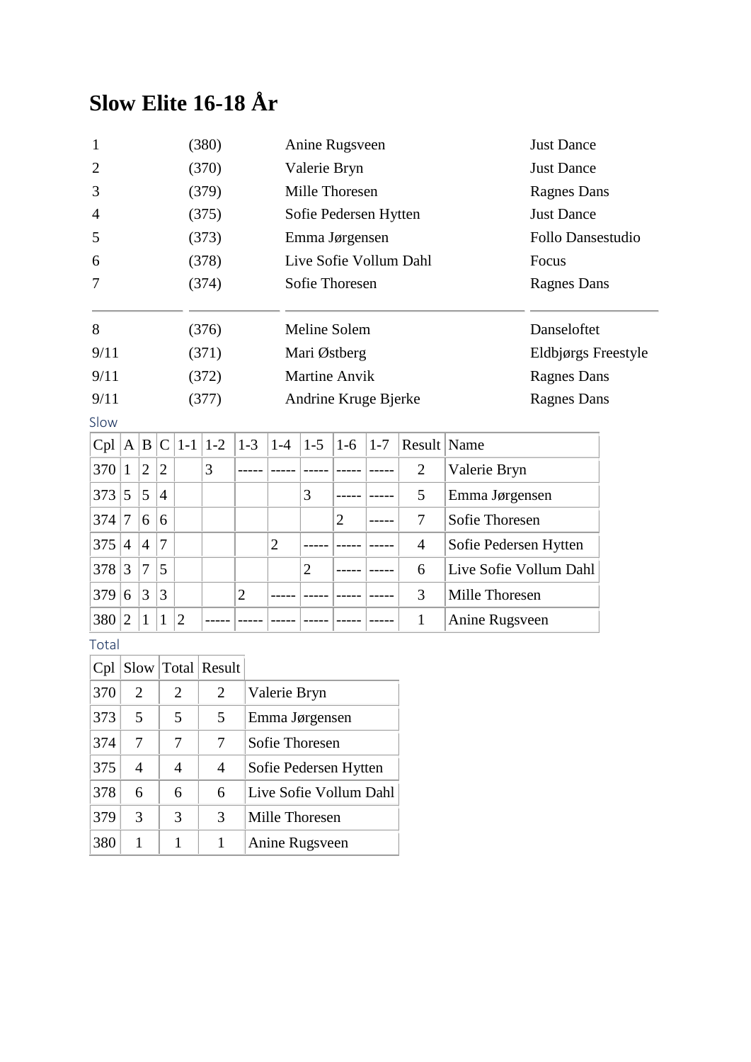# Slow Elite 16-18 År

| | | | |
|---|---|---|---|
| 1 | (380) | Anine Rugsveen | Just Dance |
| 2 | (370) | Valerie Bryn | Just Dance |
| 3 | (379) | Mille Thoresen | Ragnes Dans |
| 4 | (375) | Sofie Pedersen Hytten | Just Dance |
| 5 | (373) | Emma Jørgensen | Follo Dansestudio |
| 6 | (378) | Live Sofie Vollum Dahl | Focus |
| 7 | (374) | Sofie Thoresen | Ragnes Dans |

| | | | |
|---|---|---|---|
| 8 | (376) | Meline Solem | Danseloftet |
| 9/11 | (371) | Mari Østberg | Eldbjørgs Freestyle |
| 9/11 | (372) | Martine Anvik | Ragnes Dans |
| 9/11 | (377) | Andrine Kruge Bjerke | Ragnes Dans |

Slow

| Cpl | A | B | C | 1-1 | 1-2 | 1-3 | 1-4 | 1-5 | 1-6 | 1-7 | Result | Name |
|---|---|---|---|---|---|---|---|---|---|---|---|---|
| 370 | 1 | 2 | 2 | | 3 | ----- | ----- | ----- | ----- | ----- | 2 | Valerie Bryn |
| 373 | 5 | 5 | 4 | | | | | 3 | ----- | ----- | 5 | Emma Jørgensen |
| 374 | 7 | 6 | 6 | | | | | | 2 | ----- | 7 | Sofie Thoresen |
| 375 | 4 | 4 | 7 | | | | 2 | ----- | ----- | ----- | 4 | Sofie Pedersen Hytten |
| 378 | 3 | 7 | 5 | | | | | 2 | ----- | ----- | 6 | Live Sofie Vollum Dahl |
| 379 | 6 | 3 | 3 | | | 2 | ----- | ----- | ----- | ----- | 3 | Mille Thoresen |
| 380 | 2 | 1 | 1 | 2 | ----- | ----- | ----- | ----- | ----- | ----- | 1 | Anine Rugsveen |

Total

| Cpl | Slow | Total | Result | |
|---|---|---|---|---|
| 370 | 2 | 2 | 2 | Valerie Bryn |
| 373 | 5 | 5 | 5 | Emma Jørgensen |
| 374 | 7 | 7 | 7 | Sofie Thoresen |
| 375 | 4 | 4 | 4 | Sofie Pedersen Hytten |
| 378 | 6 | 6 | 6 | Live Sofie Vollum Dahl |
| 379 | 3 | 3 | 3 | Mille Thoresen |
| 380 | 1 | 1 | 1 | Anine Rugsveen |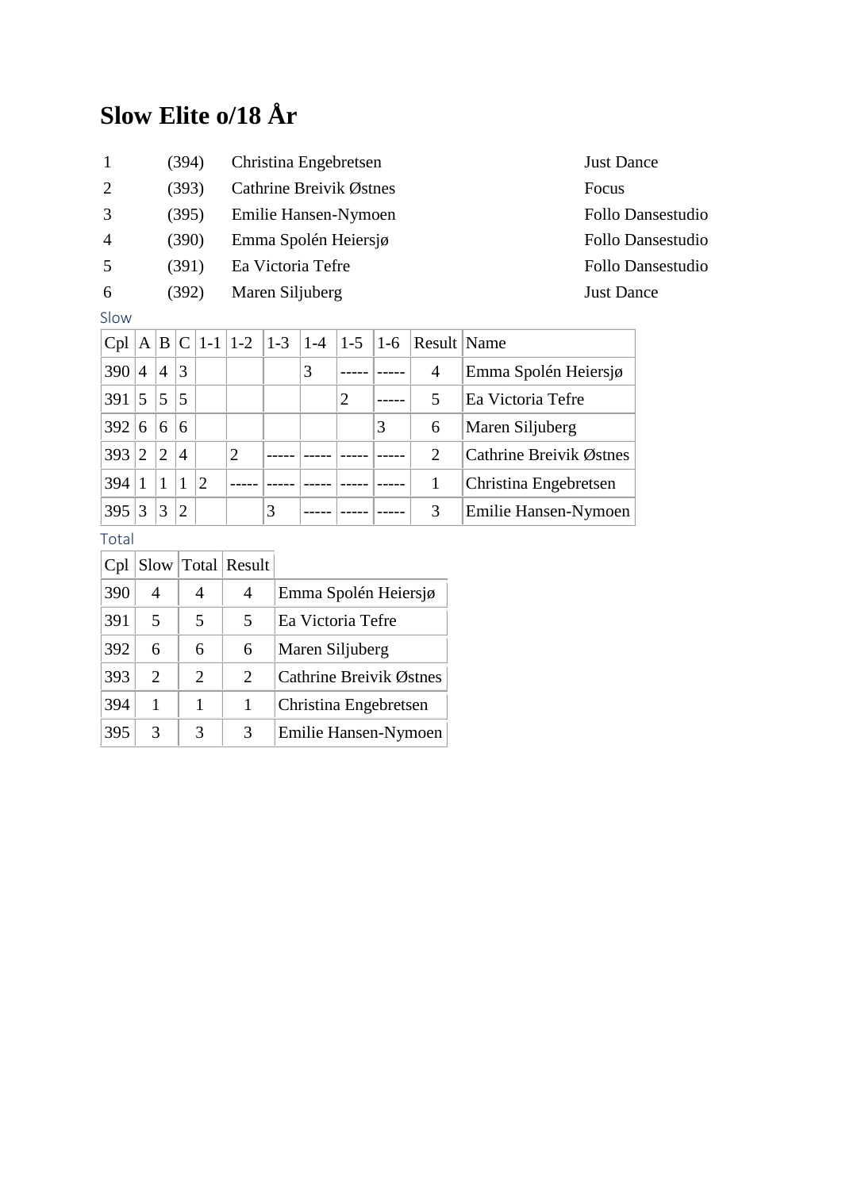# Slow Elite o/18 År

| | | | |
|---|---|---|---|
| 1 | (394) | Christina Engebretsen | Just Dance |
| 2 | (393) | Cathrine Breivik Østnes | Focus |
| 3 | (395) | Emilie Hansen-Nymoen | Follo Dansestudio |
| 4 | (390) | Emma Spolén Heiersjø | Follo Dansestudio |
| 5 | (391) | Ea Victoria Tefre | Follo Dansestudio |
| 6 | (392) | Maren Siljuberg | Just Dance |

Slow

| Cpl | A | B | C | 1-1 | 1-2 | 1-3 | 1-4 | 1-5 | 1-6 | Result | Name |
|---|---|---|---|---|---|---|---|---|---|---|---|
| 390 | 4 | 4 | 3 | | | | 3 | ----- | ----- | 4 | Emma Spolén Heiersjø |
| 391 | 5 | 5 | 5 | | | | | 2 | ----- | 5 | Ea Victoria Tefre |
| 392 | 6 | 6 | 6 | | | | | | 3 | 6 | Maren Siljuberg |
| 393 | 2 | 2 | 4 | | 2 | ----- | ----- | ----- | ----- | 2 | Cathrine Breivik Østnes |
| 394 | 1 | 1 | 1 | 2 | ----- | ----- | ----- | ----- | ----- | 1 | Christina Engebretsen |
| 395 | 3 | 3 | 2 | | | 3 | ----- | ----- | ----- | 3 | Emilie Hansen-Nymoen |

Total

| Cpl | Slow | Total | Result | |
|---|---|---|---|---|
| 390 | 4 | 4 | 4 | Emma Spolén Heiersjø |
| 391 | 5 | 5 | 5 | Ea Victoria Tefre |
| 392 | 6 | 6 | 6 | Maren Siljuberg |
| 393 | 2 | 2 | 2 | Cathrine Breivik Østnes |
| 394 | 1 | 1 | 1 | Christina Engebretsen |
| 395 | 3 | 3 | 3 | Emilie Hansen-Nymoen |